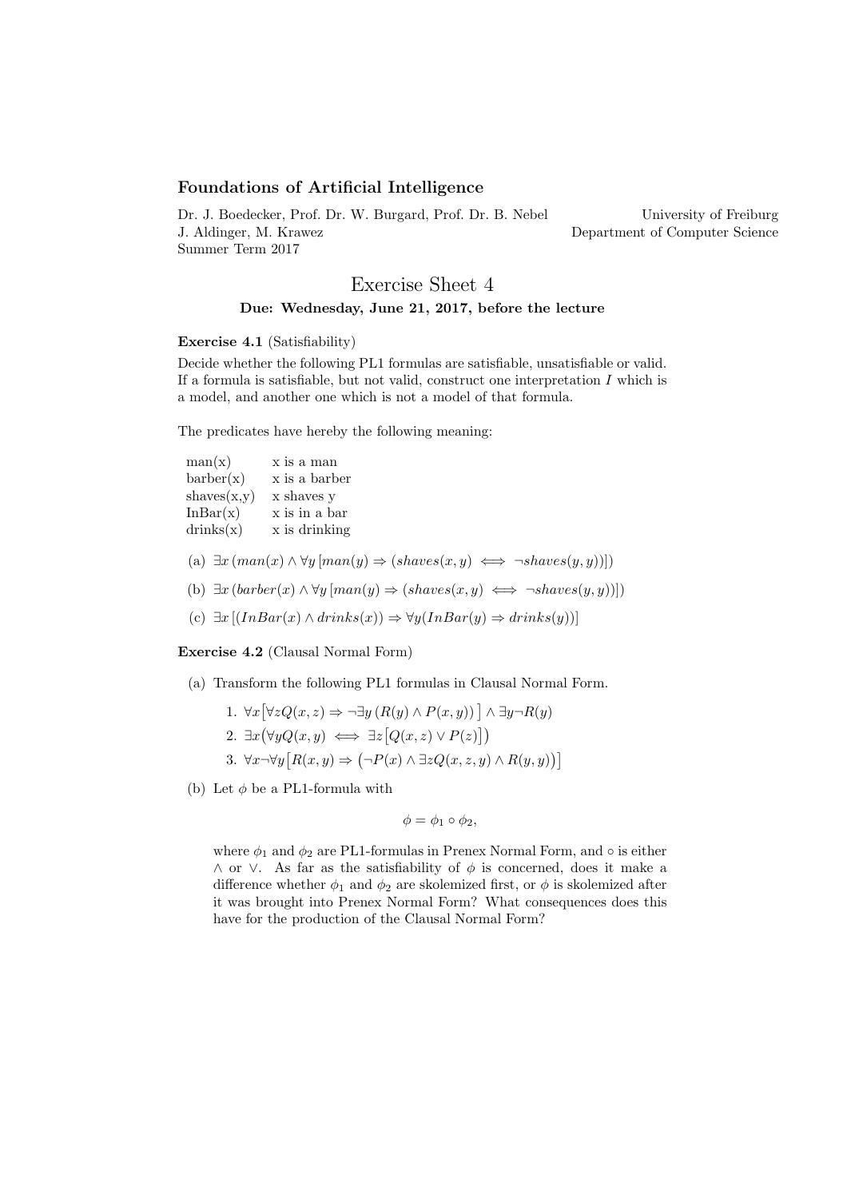## Foundations of Artificial Intelligence

Dr. J. Boedecker, Prof. Dr. W. Burgard, Prof. Dr. B. Nebel
J. Aldinger, M. Krawez
Summer Term 2017

University of Freiburg
Department of Computer Science

# Exercise Sheet 4

**Due: Wednesday, June 21, 2017, before the lecture**

**Exercise 4.1** (Satisfiability)

Decide whether the following PL1 formulas are satisfiable, unsatisfiable or valid. If a formula is satisfiable, but not valid, construct one interpretation $I$ which is a model, and another one which is not a model of that formula.

The predicates have hereby the following meaning:

| | |
|---|---|
| man(x) | x is a man |
| barber(x) | x is a barber |
| shaves(x,y) | x shaves y |
| InBar(x) | x is in a bar |
| drinks(x) | x is drinking |

(a) $\exists x\,(man(x) \wedge \forall y\,[man(y) \Rightarrow (shaves(x,y) \iff \neg shaves(y,y))])$

(b) $\exists x\,(barber(x) \wedge \forall y\,[man(y) \Rightarrow (shaves(x,y) \iff \neg shaves(y,y))])$

(c) $\exists x\,[(InBar(x) \wedge drinks(x)) \Rightarrow \forall y(InBar(y) \Rightarrow drinks(y))]$

**Exercise 4.2** (Clausal Normal Form)

(a) Transform the following PL1 formulas in Clausal Normal Form.

1. $\forall x\big[\forall z Q(x,z) \Rightarrow \neg\exists y\,(R(y) \wedge P(x,y))\big] \wedge \exists y \neg R(y)$
2. $\exists x\big(\forall y Q(x,y) \iff \exists z\big[Q(x,z) \vee P(z)\big]\big)$
3. $\forall x \neg\forall y\big[R(x,y) \Rightarrow \big(\neg P(x) \wedge \exists z Q(x,z,y) \wedge R(y,y)\big)\big]$

(b) Let $\phi$ be a PL1-formula with

$$\phi = \phi_1 \circ \phi_2,$$

where $\phi_1$ and $\phi_2$ are PL1-formulas in Prenex Normal Form, and $\circ$ is either $\wedge$ or $\vee$. As far as the satisfiability of $\phi$ is concerned, does it make a difference whether $\phi_1$ and $\phi_2$ are skolemized first, or $\phi$ is skolemized after it was brought into Prenex Normal Form? What consequences does this have for the production of the Clausal Normal Form?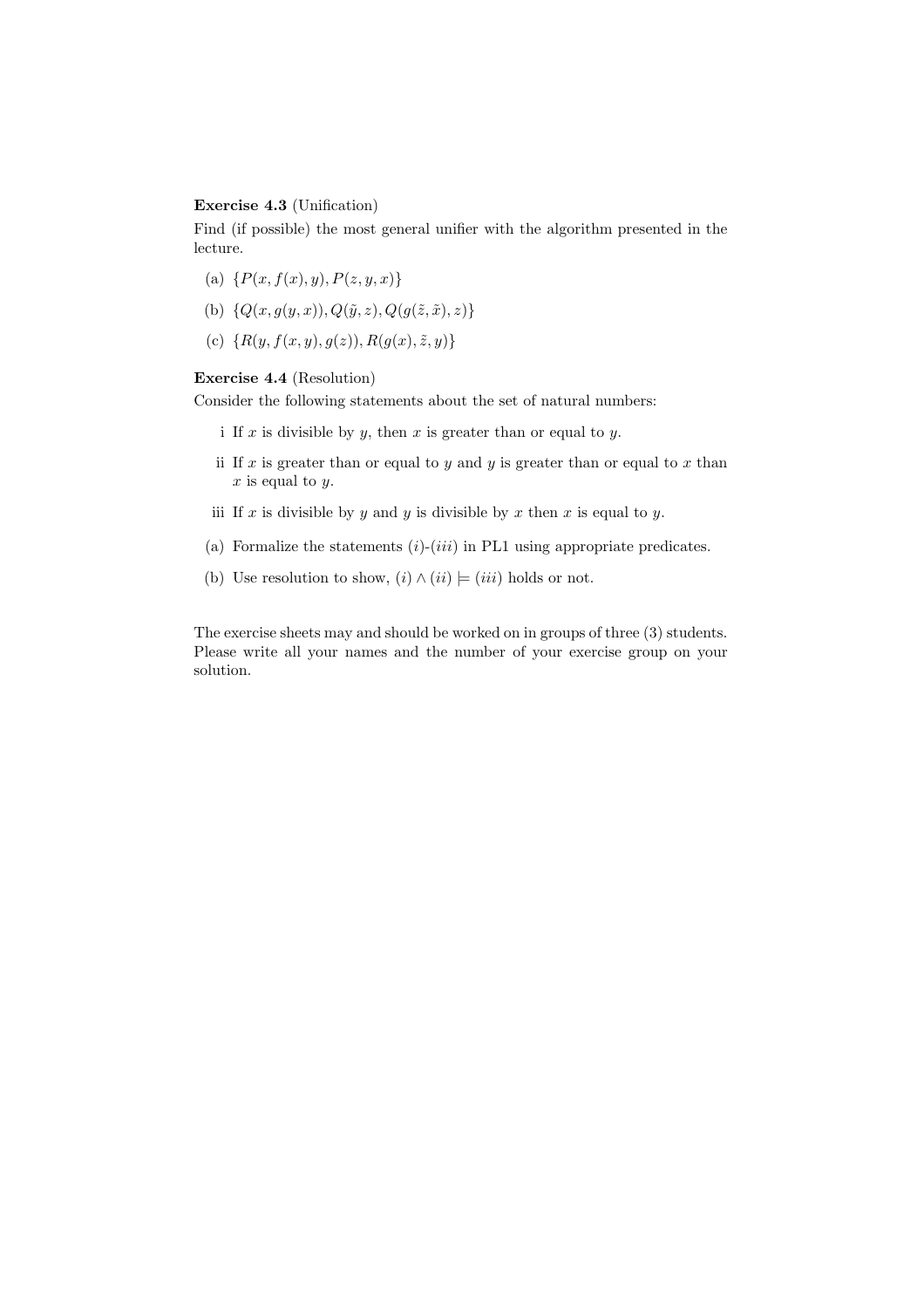**Exercise 4.3** (Unification)

Find (if possible) the most general unifier with the algorithm presented in the lecture.

(a) $\{P(x, f(x), y), P(z, y, x)\}$

(b) $\{Q(x, g(y, x)), Q(\tilde{y}, z), Q(g(\tilde{z}, \tilde{x}), z)\}$

(c) $\{R(y, f(x, y), g(z)), R(g(x), \tilde{z}, y)\}$

**Exercise 4.4** (Resolution)

Consider the following statements about the set of natural numbers:

i If $x$ is divisible by $y$, then $x$ is greater than or equal to $y$.

ii If $x$ is greater than or equal to $y$ and $y$ is greater than or equal to $x$ than $x$ is equal to $y$.

iii If $x$ is divisible by $y$ and $y$ is divisible by $x$ then $x$ is equal to $y$.

(a) Formalize the statements $(i)$-$(iii)$ in PL1 using appropriate predicates.

(b) Use resolution to show, $(i) \wedge (ii) \models (iii)$ holds or not.

The exercise sheets may and should be worked on in groups of three (3) students. Please write all your names and the number of your exercise group on your solution.